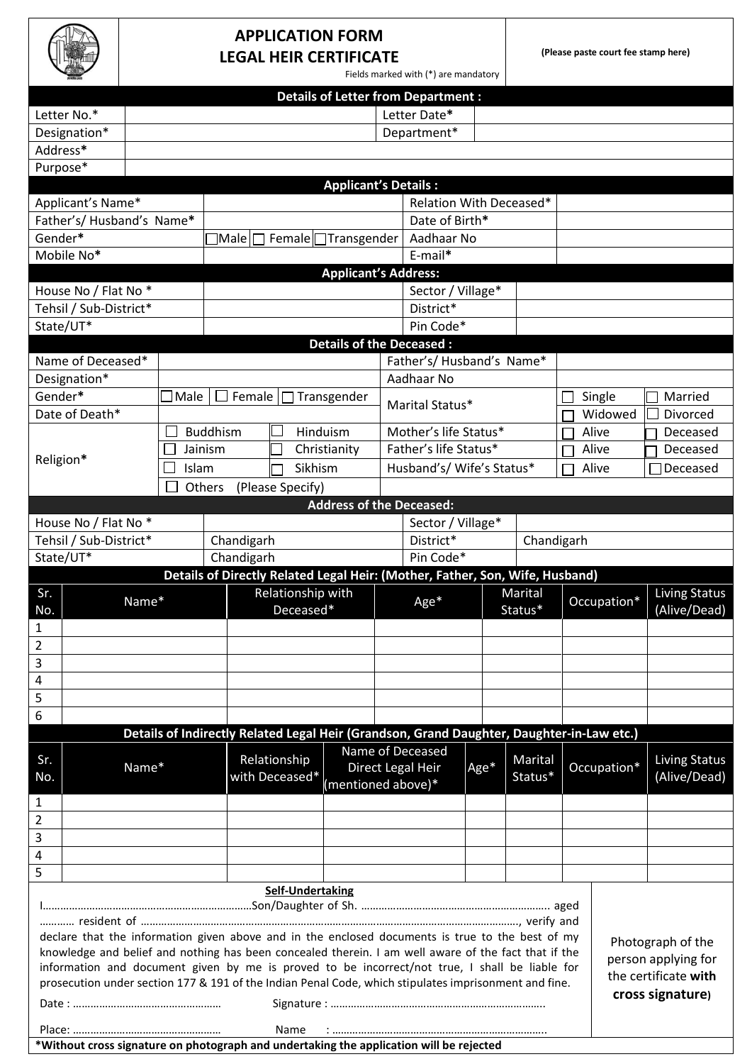# APPLICATION FORM
# LEGAL HEIR CERTIFICATE

Fields marked with (*) are mandatory

**(Please paste court fee stamp here)**

**Details of Letter from Department :**

| | | | |
|---|---|---|---|
| Letter No.* | | Letter Date* | |
| Designation* | | Department* | |
| Address* | | | |
| Purpose* | | | |

**Applicant's Details :**

| | | | |
|---|---|---|---|
| Applicant's Name* | | Relation With Deceased* | |
| Father's/ Husband's Name* | | Date of Birth* | |
| Gender* | ☐Male ☐ Female ☐Transgender | Aadhaar No | |
| Mobile No* | | E-mail* | |

**Applicant's Address:**

| | | | |
|---|---|---|---|
| House No / Flat No * | | Sector / Village* | |
| Tehsil / Sub-District* | | District* | |
| State/UT* | | Pin Code* | |

**Details of the Deceased :**

| | | | | |
|---|---|---|---|---|
| Name of Deceased* | | Father's/ Husband's Name* | | |
| Designation* | | Aadhaar No | | |
| Gender* | ☐Male ☐ Female ☐ Transgender | Marital Status* | ☐ Single | ☐ Married |
| Date of Death* | | | ☐ Widowed | ☐ Divorced |
| Religion* | ☐ Buddhism ☐ Hinduism | Mother's life Status* | ☐ Alive | ☐ Deceased |
| | ☐ Jainism ☐ Christianity | Father's life Status* | ☐ Alive | ☐ Deceased |
| | ☐ Islam ☐ Sikhism | Husband's/ Wife's Status* | ☐ Alive | ☐Deceased |
| | ☐ Others (Please Specify) | | | |

**Address of the Deceased:**

| | | | |
|---|---|---|---|
| House No / Flat No * | | Sector / Village* | |
| Tehsil / Sub-District* | Chandigarh | District* | Chandigarh |
| State/UT* | Chandigarh | Pin Code* | |

**Details of Directly Related Legal Heir: (Mother, Father, Son, Wife, Husband)**

| Sr. No. | Name* | Relationship with Deceased* | Age* | Marital Status* | Occupation* | Living Status (Alive/Dead) |
|---|---|---|---|---|---|---|
| 1 | | | | | | |
| 2 | | | | | | |
| 3 | | | | | | |
| 4 | | | | | | |
| 5 | | | | | | |
| 6 | | | | | | |

**Details of Indirectly Related Legal Heir (Grandson, Grand Daughter, Daughter-in-Law etc.)**

| Sr. No. | Name* | Relationship with Deceased* | Name of Deceased Direct Legal Heir (mentioned above)* | Age* | Marital Status* | Occupation* | Living Status (Alive/Dead) |
|---|---|---|---|---|---|---|---|
| 1 | | | | | | | |
| 2 | | | | | | | |
| 3 | | | | | | | |
| 4 | | | | | | | |
| 5 | | | | | | | |

**Self-Undertaking**

I……………………………………………………………Son/Daughter of Sh. ……………………………………………………… aged ………… resident of ……………………………………………………………………………………………………………, verify and declare that the information given above and in the enclosed documents is true to the best of my knowledge and belief and nothing has been concealed therein. I am well aware of the fact that if the information and document given by me is proved to be incorrect/not true, I shall be liable for prosecution under section 177 & 191 of the Indian Penal Code, which stipulates imprisonment and fine.

Date : ……………………………………………  Signature : ………………………………………………………………..

Place: ……………………………………………  Name : ………………………………………………………………..

Photograph of the person applying for the certificate **with cross signature)**

***Without cross signature on photograph and undertaking the application will be rejected**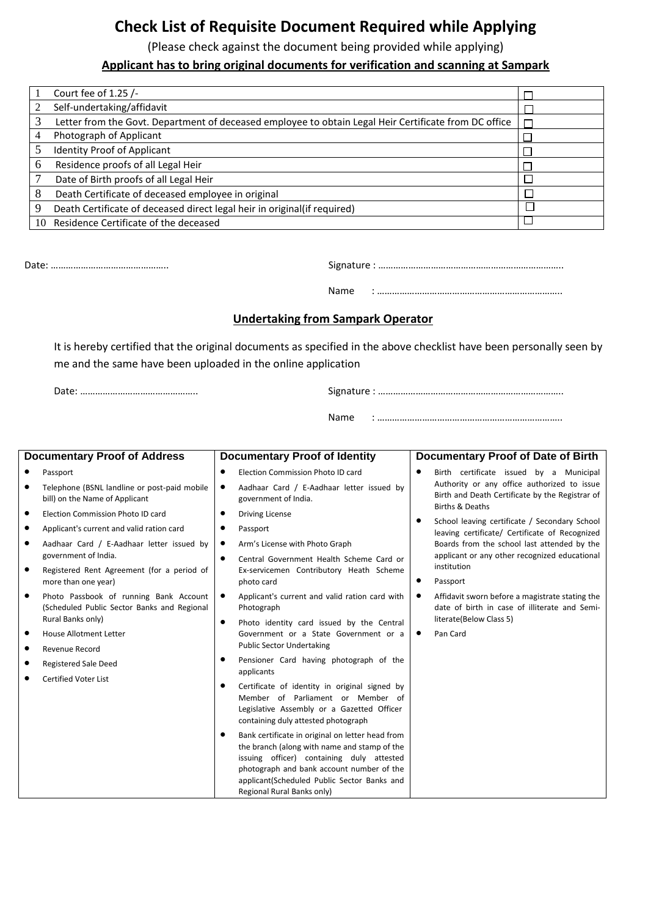# Check List of Requisite Document Required while Applying

(Please check against the document being provided while applying)

**Applicant has to bring original documents for verification and scanning at Sampark**

| | | |
|---|---|---|
| 1 | Court fee of 1.25 /- | ☐ |
| 2 | Self-undertaking/affidavit | ☐ |
| 3 | Letter from the Govt. Department of deceased employee to obtain Legal Heir Certificate from DC office | ☐ |
| 4 | Photograph of Applicant | ☐ |
| 5 | Identity Proof of Applicant | ☐ |
| 6 | Residence proofs of all Legal Heir | ☐ |
| 7 | Date of Birth proofs of all Legal Heir | ☐ |
| 8 | Death Certificate of deceased employee in original | ☐ |
| 9 | Death Certificate of deceased direct legal heir in original(if required) | ☐ |
| 10 | Residence Certificate of the deceased | ☐ |

Date: ……………………………………….

Signature : ……………………………………………………………….

Name : ……………………………………………………………….

**Undertaking from Sampark Operator**

It is hereby certified that the original documents as specified in the above checklist have been personally seen by me and the same have been uploaded in the online application

Date: ……………………………………….

Signature : ……………………………………………………………….

Name : ……………………………………………………………….

| Documentary Proof of Address | Documentary Proof of Identity | Documentary Proof of Date of Birth |
|---|---|---|
| • Passport<br>• Telephone (BSNL landline or post-paid mobile bill) on the Name of Applicant<br>• Election Commission Photo ID card<br>• Applicant's current and valid ration card<br>• Aadhaar Card / E-Aadhaar letter issued by government of India.<br>• Registered Rent Agreement (for a period of more than one year)<br>• Photo Passbook of running Bank Account (Scheduled Public Sector Banks and Regional Rural Banks only)<br>• House Allotment Letter<br>• Revenue Record<br>• Registered Sale Deed<br>• Certified Voter List | • Election Commission Photo ID card<br>• Aadhaar Card / E-Aadhaar letter issued by government of India.<br>• Driving License<br>• Passport<br>• Arm's License with Photo Graph<br>• Central Government Health Scheme Card or Ex-servicemen Contributory Heath Scheme photo card<br>• Applicant's current and valid ration card with Photograph<br>• Photo identity card issued by the Central Government or a State Government or a Public Sector Undertaking<br>• Pensioner Card having photograph of the applicants<br>• Certificate of identity in original signed by Member of Parliament or Member of Legislative Assembly or a Gazetted Officer containing duly attested photograph<br>• Bank certificate in original on letter head from the branch (along with name and stamp of the issuing officer) containing duly attested photograph and bank account number of the applicant(Scheduled Public Sector Banks and Regional Rural Banks only) | • Birth certificate issued by a Municipal Authority or any office authorized to issue Birth and Death Certificate by the Registrar of Births & Deaths<br>• School leaving certificate / Secondary School leaving certificate/ Certificate of Recognized Boards from the school last attended by the applicant or any other recognized educational institution<br>• Passport<br>• Affidavit sworn before a magistrate stating the date of birth in case of illiterate and Semi-literate(Below Class 5)<br>• Pan Card |